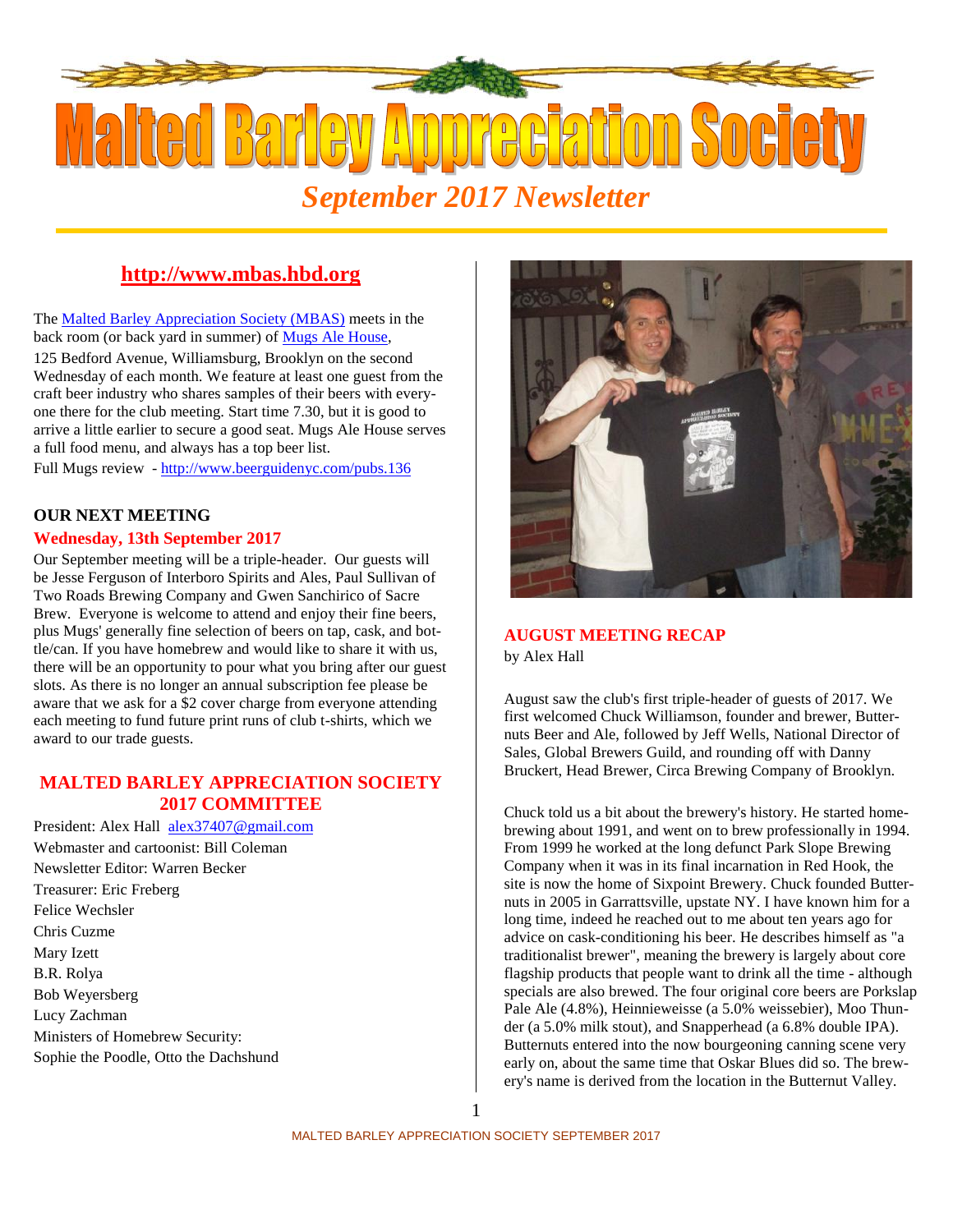# Malted Barley Appreciation Society

## *September 2017 Newsletter*

**http://www.mbas.hbd.org**

The Malted Barley Appreciation Society (MBAS) meets in the back room (or back yard in summer) of Mugs Ale House, 125 Bedford Avenue, Williamsburg, Brooklyn on the second Wednesday of each month. We feature at least one guest from the craft beer industry who shares samples of their beers with everyone there for the club meeting. Start time 7.30, but it is good to arrive a little earlier to secure a good seat. Mugs Ale House serves a full food menu, and always has a top beer list.

Full Mugs review - http://www.beerguidenyc.com/pubs.136

### OUR NEXT MEETING

**Wednesday, 13th September 2017**

Our September meeting will be a triple-header. Our guests will be Jesse Ferguson of Interboro Spirits and Ales, Paul Sullivan of Two Roads Brewing Company and Gwen Sanchirico of Sacre Brew. Everyone is welcome to attend and enjoy their fine beers, plus Mugs' generally fine selection of beers on tap, cask, and bottle/can. If you have homebrew and would like to share it with us, there will be an opportunity to pour what you bring after our guest slots. As there is no longer an annual subscription fee please be aware that we ask for a $2 cover charge from everyone attending each meeting to fund future print runs of club t-shirts, which we award to our trade guests.

### MALTED BARLEY APPRECIATION SOCIETY 2017 COMMITTEE

President: Alex Hall alex37407@gmail.com
Webmaster and cartoonist: Bill Coleman
Newsletter Editor: Warren Becker
Treasurer: Eric Freberg
Felice Wechsler
Chris Cuzme
Mary Izett
B.R. Rolya
Bob Weyersberg
Lucy Zachman
Ministers of Homebrew Security:
Sophie the Poodle, Otto the Dachshund

### AUGUST MEETING RECAP

by Alex Hall

August saw the club's first triple-header of guests of 2017. We first welcomed Chuck Williamson, founder and brewer, Butternuts Beer and Ale, followed by Jeff Wells, National Director of Sales, Global Brewers Guild, and rounding off with Danny Bruckert, Head Brewer, Circa Brewing Company of Brooklyn.

Chuck told us a bit about the brewery's history. He started homebrewing about 1991, and went on to brew professionally in 1994. From 1999 he worked at the long defunct Park Slope Brewing Company when it was in its final incarnation in Red Hook, the site is now the home of Sixpoint Brewery. Chuck founded Butternuts in 2005 in Garrattsville, upstate NY. I have known him for a long time, indeed he reached out to me about ten years ago for advice on cask-conditioning his beer. He describes himself as "a traditionalist brewer", meaning the brewery is largely about core flagship products that people want to drink all the time - although specials are also brewed. The four original core beers are Porkslap Pale Ale (4.8%), Heinnieweisse (a 5.0% weissebier), Moo Thunder (a 5.0% milk stout), and Snapperhead (a 6.8% double IPA). Butternuts entered into the now bourgeoning canning scene very early on, about the same time that Oskar Blues did so. The brewery's name is derived from the location in the Butternut Valley.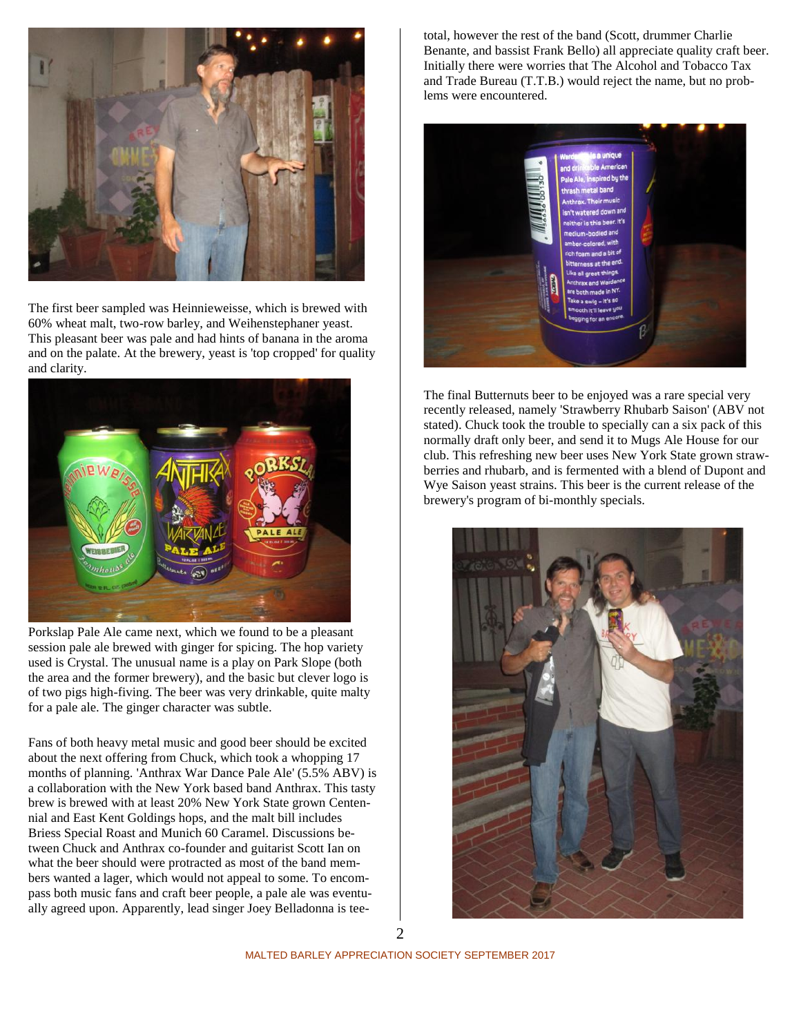The first beer sampled was Heinnieweisse, which is brewed with 60% wheat malt, two-row barley, and Weihenstephaner yeast. This pleasant beer was pale and had hints of banana in the aroma and on the palate. At the brewery, yeast is 'top cropped' for quality and clarity.

Porkslap Pale Ale came next, which we found to be a pleasant session pale ale brewed with ginger for spicing. The hop variety used is Crystal. The unusual name is a play on Park Slope (both the area and the former brewery), and the basic but clever logo is of two pigs high-fiving. The beer was very drinkable, quite malty for a pale ale. The ginger character was subtle.

Fans of both heavy metal music and good beer should be excited about the next offering from Chuck, which took a whopping 17 months of planning. 'Anthrax War Dance Pale Ale' (5.5% ABV) is a collaboration with the New York based band Anthrax. This tasty brew is brewed with at least 20% New York State grown Centennial and East Kent Goldings hops, and the malt bill includes Briess Special Roast and Munich 60 Caramel. Discussions between Chuck and Anthrax co-founder and guitarist Scott Ian on what the beer should were protracted as most of the band members wanted a lager, which would not appeal to some. To encompass both music fans and craft beer people, a pale ale was eventually agreed upon. Apparently, lead singer Joey Belladonna is teetotal, however the rest of the band (Scott, drummer Charlie Benante, and bassist Frank Bello) all appreciate quality craft beer. Initially there were worries that The Alcohol and Tobacco Tax and Trade Bureau (T.T.B.) would reject the name, but no problems were encountered.

The final Butternuts beer to be enjoyed was a rare special very recently released, namely 'Strawberry Rhubarb Saison' (ABV not stated). Chuck took the trouble to specially can a six pack of this normally draft only beer, and send it to Mugs Ale House for our club. This refreshing new beer uses New York State grown strawberries and rhubarb, and is fermented with a blend of Dupont and Wye Saison yeast strains. This beer is the current release of the brewery's program of bi-monthly specials.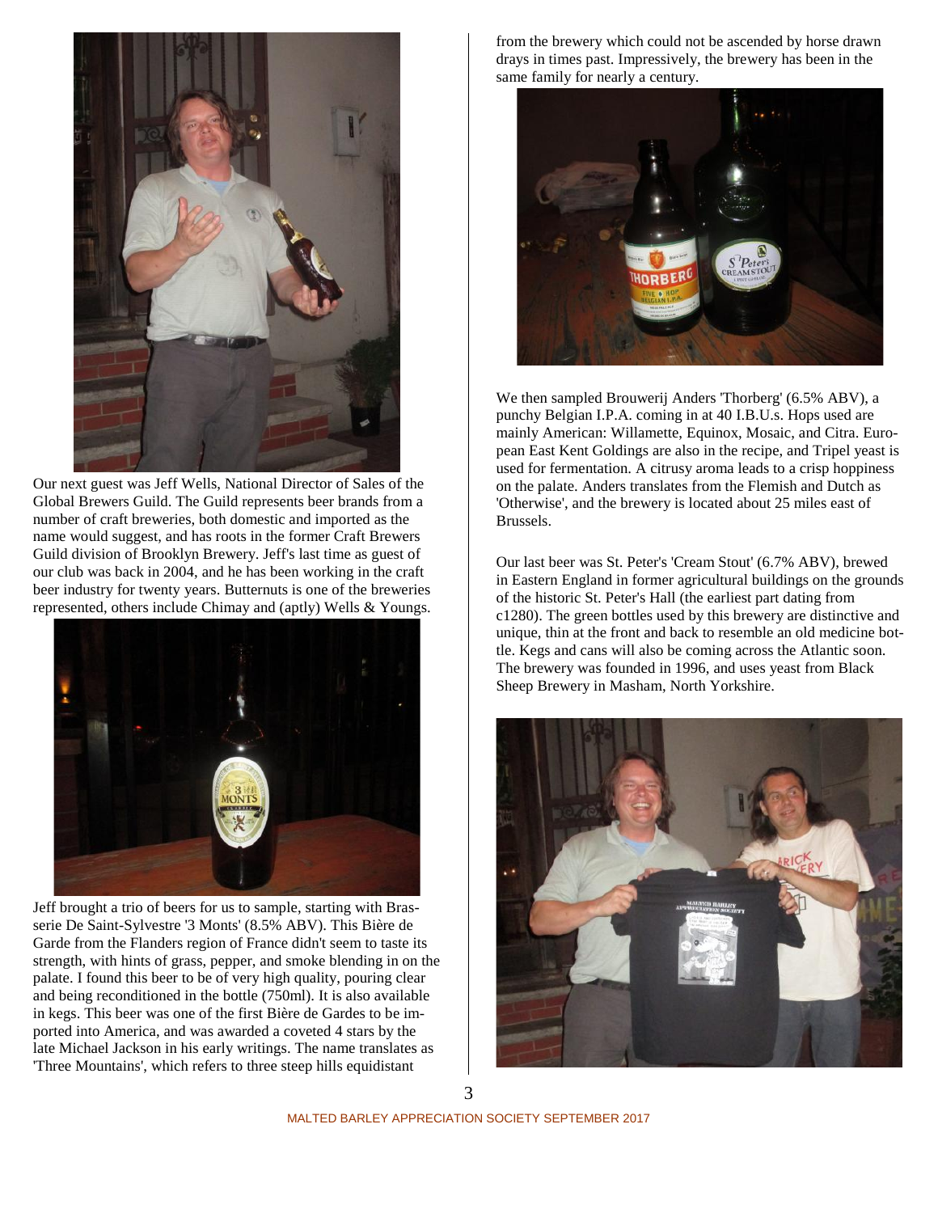Our next guest was Jeff Wells, National Director of Sales of the Global Brewers Guild. The Guild represents beer brands from a number of craft breweries, both domestic and imported as the name would suggest, and has roots in the former Craft Brewers Guild division of Brooklyn Brewery. Jeff's last time as guest of our club was back in 2004, and he has been working in the craft beer industry for twenty years. Butternuts is one of the breweries represented, others include Chimay and (aptly) Wells & Youngs.

Jeff brought a trio of beers for us to sample, starting with Brasserie De Saint-Sylvestre '3 Monts' (8.5% ABV). This Bière de Garde from the Flanders region of France didn't seem to taste its strength, with hints of grass, pepper, and smoke blending in on the palate. I found this beer to be of very high quality, pouring clear and being reconditioned in the bottle (750ml). It is also available in kegs. This beer was one of the first Bière de Gardes to be imported into America, and was awarded a coveted 4 stars by the late Michael Jackson in his early writings. The name translates as 'Three Mountains', which refers to three steep hills equidistant from the brewery which could not be ascended by horse drawn drays in times past. Impressively, the brewery has been in the same family for nearly a century.

We then sampled Brouwerij Anders 'Thorberg' (6.5% ABV), a punchy Belgian I.P.A. coming in at 40 I.B.U.s. Hops used are mainly American: Willamette, Equinox, Mosaic, and Citra. European East Kent Goldings are also in the recipe, and Tripel yeast is used for fermentation. A citrusy aroma leads to a crisp hoppiness on the palate. Anders translates from the Flemish and Dutch as 'Otherwise', and the brewery is located about 25 miles east of Brussels.

Our last beer was St. Peter's 'Cream Stout' (6.7% ABV), brewed in Eastern England in former agricultural buildings on the grounds of the historic St. Peter's Hall (the earliest part dating from c1280). The green bottles used by this brewery are distinctive and unique, thin at the front and back to resemble an old medicine bottle. Kegs and cans will also be coming across the Atlantic soon. The brewery was founded in 1996, and uses yeast from Black Sheep Brewery in Masham, North Yorkshire.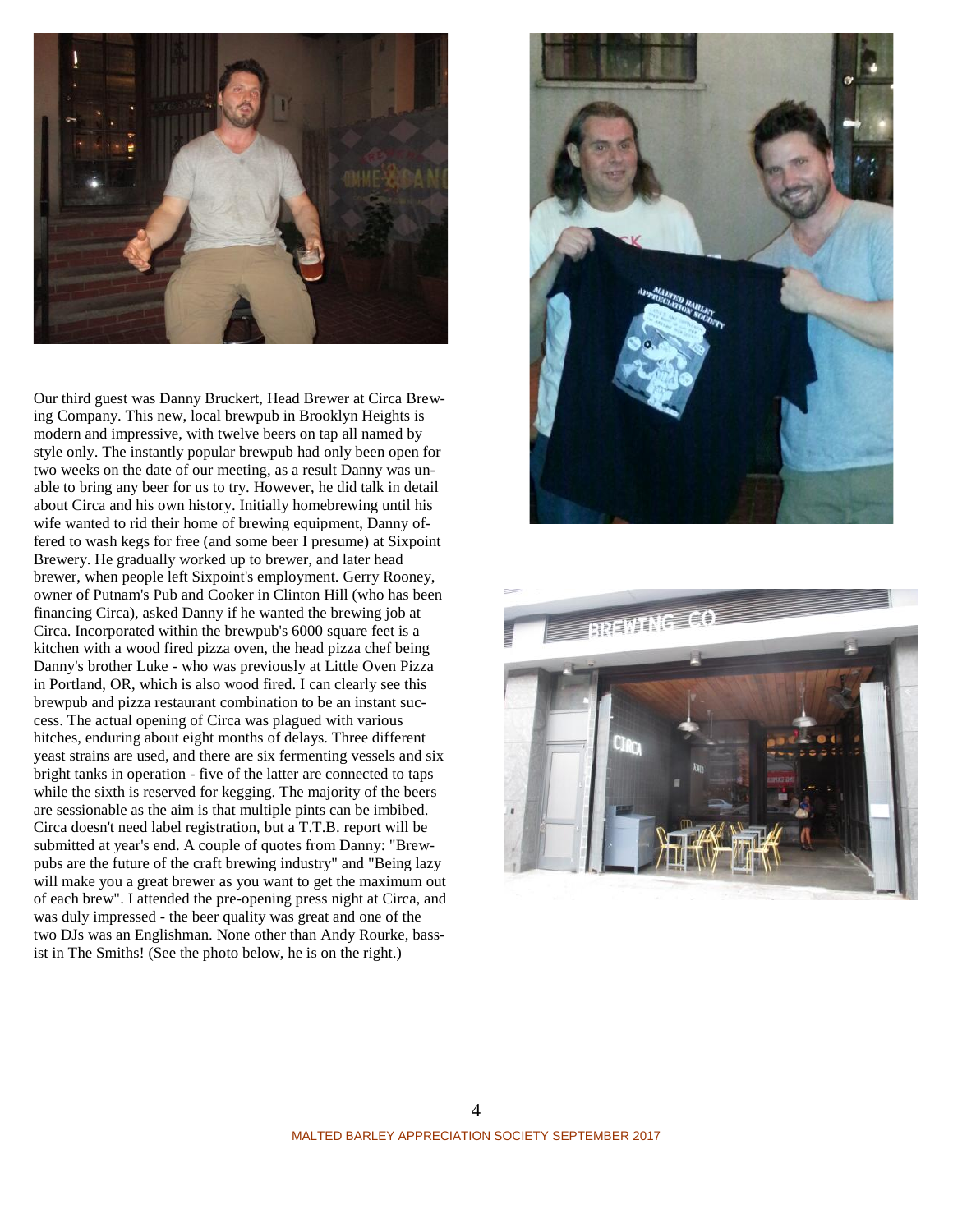Our third guest was Danny Bruckert, Head Brewer at Circa Brewing Company. This new, local brewpub in Brooklyn Heights is modern and impressive, with twelve beers on tap all named by style only. The instantly popular brewpub had only been open for two weeks on the date of our meeting, as a result Danny was unable to bring any beer for us to try. However, he did talk in detail about Circa and his own history. Initially homebrewing until his wife wanted to rid their home of brewing equipment, Danny offered to wash kegs for free (and some beer I presume) at Sixpoint Brewery. He gradually worked up to brewer, and later head brewer, when people left Sixpoint's employment. Gerry Rooney, owner of Putnam's Pub and Cooker in Clinton Hill (who has been financing Circa), asked Danny if he wanted the brewing job at Circa. Incorporated within the brewpub's 6000 square feet is a kitchen with a wood fired pizza oven, the head pizza chef being Danny's brother Luke - who was previously at Little Oven Pizza in Portland, OR, which is also wood fired. I can clearly see this brewpub and pizza restaurant combination to be an instant success. The actual opening of Circa was plagued with various hitches, enduring about eight months of delays. Three different yeast strains are used, and there are six fermenting vessels and six bright tanks in operation - five of the latter are connected to taps while the sixth is reserved for kegging. The majority of the beers are sessionable as the aim is that multiple pints can be imbibed. Circa doesn't need label registration, but a T.T.B. report will be submitted at year's end. A couple of quotes from Danny: "Brewpubs are the future of the craft brewing industry" and "Being lazy will make you a great brewer as you want to get the maximum out of each brew". I attended the pre-opening press night at Circa, and was duly impressed - the beer quality was great and one of the two DJs was an Englishman. None other than Andy Rourke, bassist in The Smiths! (See the photo below, he is on the right.)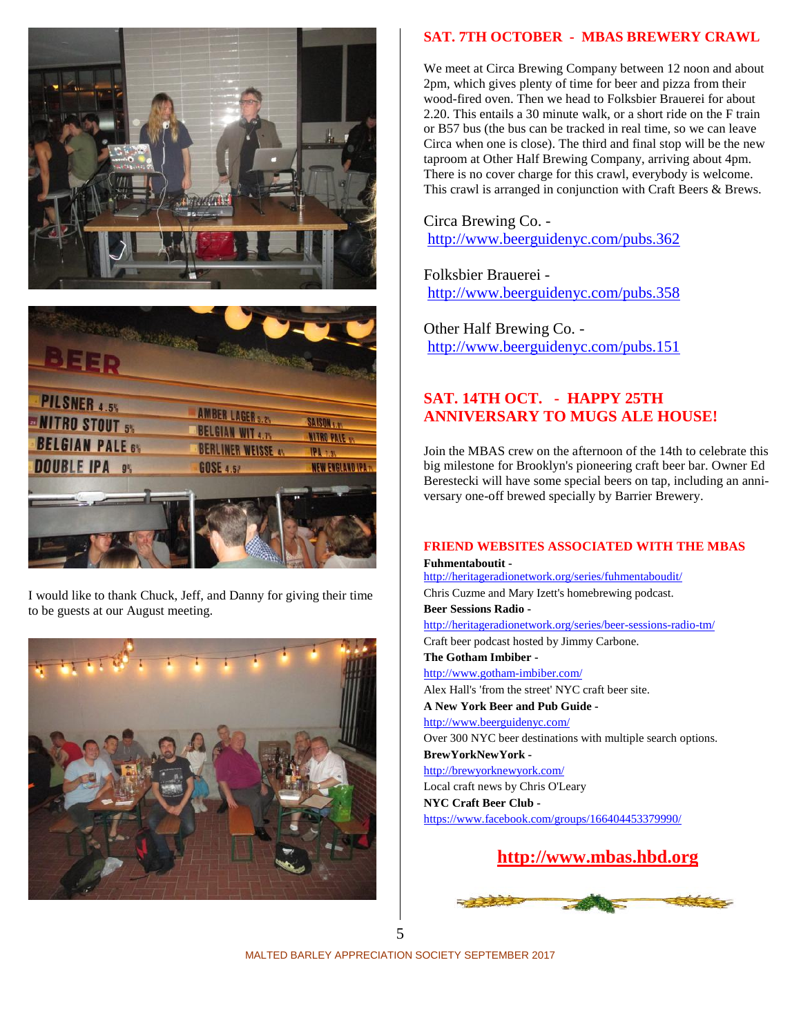I would like to thank Chuck, Jeff, and Danny for giving their time to be guests at our August meeting.

## SAT. 7TH OCTOBER - MBAS BREWERY CRAWL

We meet at Circa Brewing Company between 12 noon and about 2pm, which gives plenty of time for beer and pizza from their wood-fired oven. Then we head to Folksbier Brauerei for about 2.20. This entails a 30 minute walk, or a short ride on the F train or B57 bus (the bus can be tracked in real time, so we can leave Circa when one is close). The third and final stop will be the new taproom at Other Half Brewing Company, arriving about 4pm. There is no cover charge for this crawl, everybody is welcome. This crawl is arranged in conjunction with Craft Beers & Brews.

Circa Brewing Co. -
http://www.beerguidenyc.com/pubs.362

Folksbier Brauerei -
http://www.beerguidenyc.com/pubs.358

Other Half Brewing Co. -
http://www.beerguidenyc.com/pubs.151

## SAT. 14TH OCT. - HAPPY 25TH ANNIVERSARY TO MUGS ALE HOUSE!

Join the MBAS crew on the afternoon of the 14th to celebrate this big milestone for Brooklyn's pioneering craft beer bar. Owner Ed Berestecki will have some special beers on tap, including an anniversary one-off brewed specially by Barrier Brewery.

### FRIEND WEBSITES ASSOCIATED WITH THE MBAS

**Fuhmentaboutit -**
http://heritageradionetwork.org/series/fuhmentaboudit/
Chris Cuzme and Mary Izett's homebrewing podcast.

**Beer Sessions Radio -**
http://heritageradionetwork.org/series/beer-sessions-radio-tm/
Craft beer podcast hosted by Jimmy Carbone.

**The Gotham Imbiber -**
http://www.gotham-imbiber.com/
Alex Hall's 'from the street' NYC craft beer site.

**A New York Beer and Pub Guide -**
http://www.beerguidenyc.com/
Over 300 NYC beer destinations with multiple search options.

**BrewYorkNewYork -**
http://brewyorknewyork.com/
Local craft news by Chris O'Leary

**NYC Craft Beer Club -**
https://www.facebook.com/groups/166404453379990/

**http://www.mbas.hbd.org**